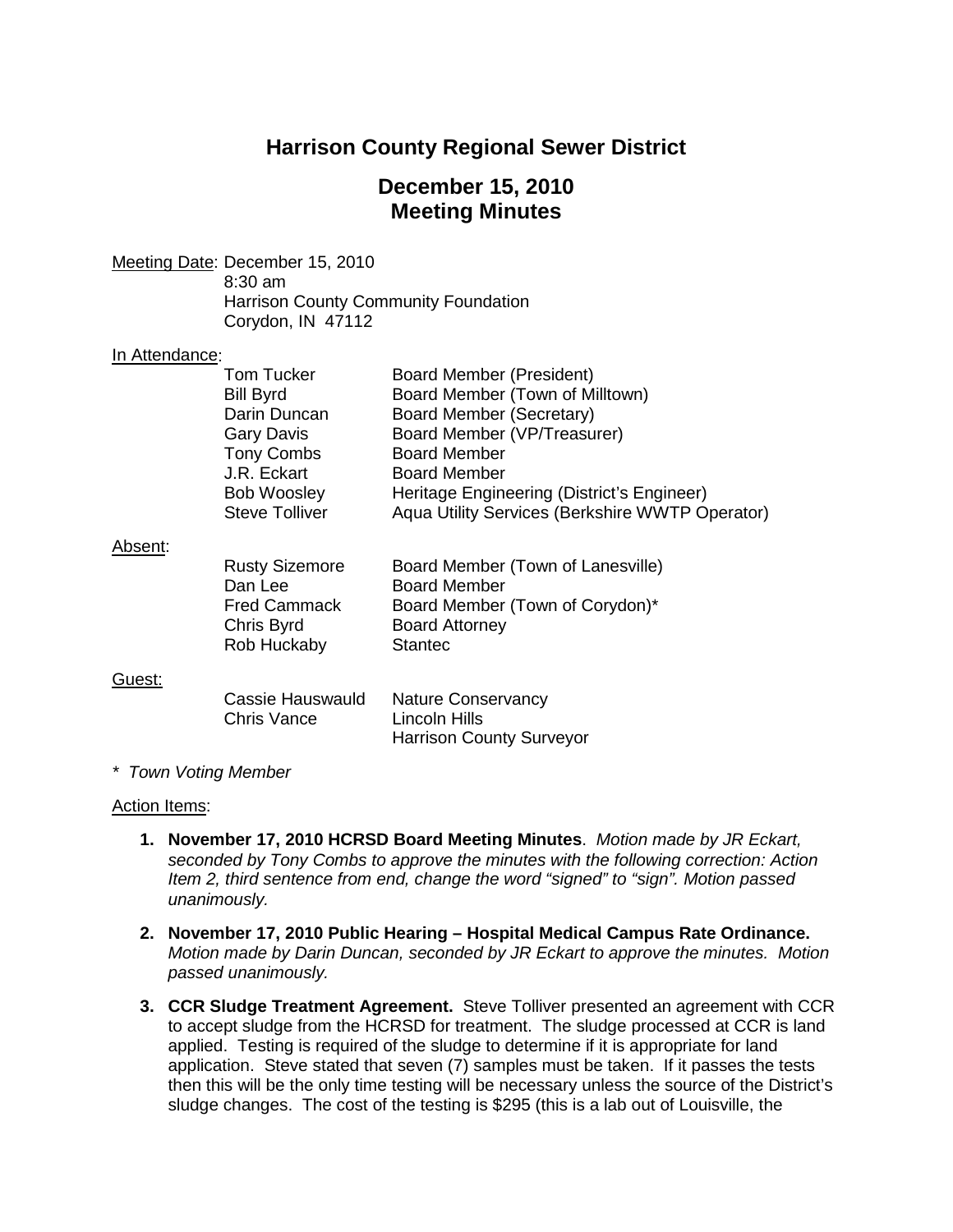# Harrison County Regional Sewer District

## December 15, 2010
## Meeting Minutes

Meeting Date: December 15, 2010
8:30 am
Harrison County Community Foundation
Corydon, IN 47112

In Attendance:

| | |
|---|---|
| Tom Tucker | Board Member (President) |
| Bill Byrd | Board Member (Town of Milltown) |
| Darin Duncan | Board Member (Secretary) |
| Gary Davis | Board Member (VP/Treasurer) |
| Tony Combs | Board Member |
| J.R. Eckart | Board Member |
| Bob Woosley | Heritage Engineering (District's Engineer) |
| Steve Tolliver | Aqua Utility Services (Berkshire WWTP Operator) |

Absent:

| | |
|---|---|
| Rusty Sizemore | Board Member (Town of Lanesville) |
| Dan Lee | Board Member |
| Fred Cammack | Board Member (Town of Corydon)* |
| Chris Byrd | Board Attorney |
| Rob Huckaby | Stantec |

Guest:

| | |
|---|---|
| Cassie Hauswauld | Nature Conservancy |
| Chris Vance | Lincoln Hills |
| | Harrison County Surveyor |

*\* Town Voting Member*

Action Items:

1. **November 17, 2010 HCRSD Board Meeting Minutes**. *Motion made by JR Eckart, seconded by Tony Combs to approve the minutes with the following correction: Action Item 2, third sentence from end, change the word "signed" to "sign". Motion passed unanimously.*

2. **November 17, 2010 Public Hearing – Hospital Medical Campus Rate Ordinance.** *Motion made by Darin Duncan, seconded by JR Eckart to approve the minutes. Motion passed unanimously.*

3. **CCR Sludge Treatment Agreement.** Steve Tolliver presented an agreement with CCR to accept sludge from the HCRSD for treatment. The sludge processed at CCR is land applied. Testing is required of the sludge to determine if it is appropriate for land application. Steve stated that seven (7) samples must be taken. If it passes the tests then this will be the only time testing will be necessary unless the source of the District's sludge changes. The cost of the testing is $295 (this is a lab out of Louisville, the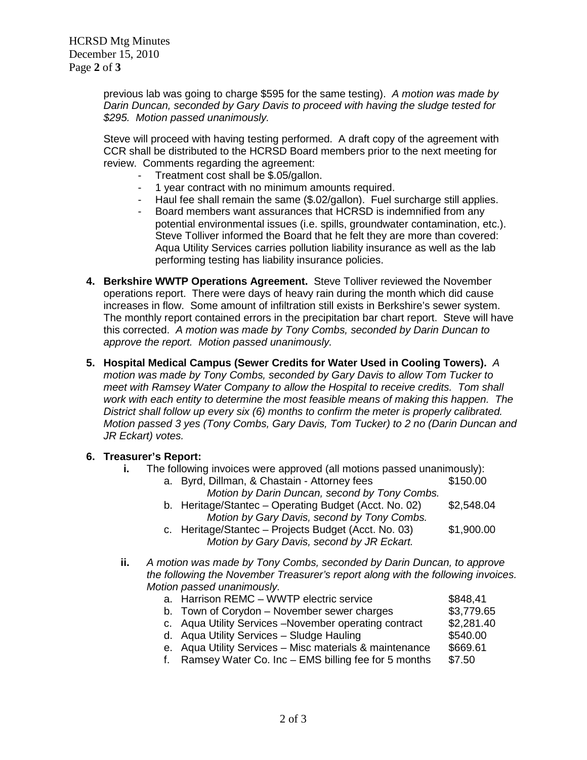previous lab was going to charge $595 for the same testing). *A motion was made by Darin Duncan, seconded by Gary Davis to proceed with having the sludge tested for $295. Motion passed unanimously.*

Steve will proceed with having testing performed. A draft copy of the agreement with CCR shall be distributed to the HCRSD Board members prior to the next meeting for review. Comments regarding the agreement:

- Treatment cost shall be $.05/gallon.
- 1 year contract with no minimum amounts required.
- Haul fee shall remain the same ($.02/gallon). Fuel surcharge still applies.
- Board members want assurances that HCRSD is indemnified from any potential environmental issues (i.e. spills, groundwater contamination, etc.). Steve Tolliver informed the Board that he felt they are more than covered: Aqua Utility Services carries pollution liability insurance as well as the lab performing testing has liability insurance policies.

4. **Berkshire WWTP Operations Agreement.** Steve Tolliver reviewed the November operations report. There were days of heavy rain during the month which did cause increases in flow. Some amount of infiltration still exists in Berkshire's sewer system. The monthly report contained errors in the precipitation bar chart report. Steve will have this corrected. *A motion was made by Tony Combs, seconded by Darin Duncan to approve the report. Motion passed unanimously.*

5. **Hospital Medical Campus (Sewer Credits for Water Used in Cooling Towers).** *A motion was made by Tony Combs, seconded by Gary Davis to allow Tom Tucker to meet with Ramsey Water Company to allow the Hospital to receive credits. Tom shall work with each entity to determine the most feasible means of making this happen. The District shall follow up every six (6) months to confirm the meter is properly calibrated. Motion passed 3 yes (Tony Combs, Gary Davis, Tom Tucker) to 2 no (Darin Duncan and JR Eckart) votes.*

6. **Treasurer's Report:**

   **i.** The following invoices were approved (all motions passed unanimously):

   a. Byrd, Dillman, & Chastain - Attorney fees — $150.00
      *Motion by Darin Duncan, second by Tony Combs.*

   b. Heritage/Stantec – Operating Budget (Acct. No. 02) — $2,548.04
      *Motion by Gary Davis, second by Tony Combs.*

   c. Heritage/Stantec – Projects Budget (Acct. No. 03) — $1,900.00
      *Motion by Gary Davis, second by JR Eckart.*

   **ii.** *A motion was made by Tony Combs, seconded by Darin Duncan, to approve the following the November Treasurer's report along with the following invoices. Motion passed unanimously.*

   a. Harrison REMC – WWTP electric service — $848,41
   b. Town of Corydon – November sewer charges — $3,779.65
   c. Aqua Utility Services –November operating contract — $2,281.40
   d. Aqua Utility Services – Sludge Hauling — $540.00
   e. Aqua Utility Services – Misc materials & maintenance — $669.61
   f. Ramsey Water Co. Inc – EMS billing fee for 5 months — $7.50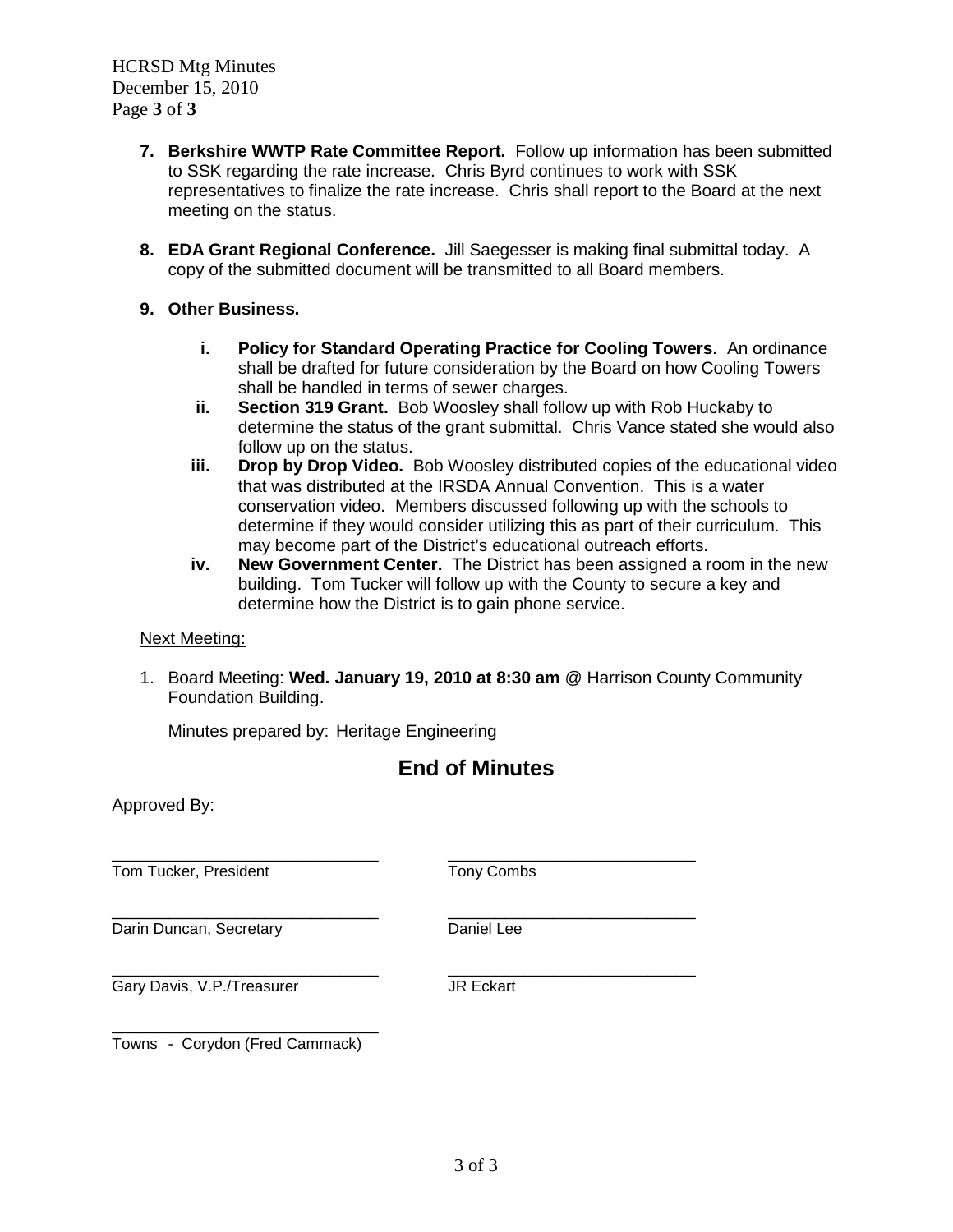7. **Berkshire WWTP Rate Committee Report.** Follow up information has been submitted to SSK regarding the rate increase. Chris Byrd continues to work with SSK representatives to finalize the rate increase. Chris shall report to the Board at the next meeting on the status.

8. **EDA Grant Regional Conference.** Jill Saegesser is making final submittal today. A copy of the submitted document will be transmitted to all Board members.

9. **Other Business.**

   i. **Policy for Standard Operating Practice for Cooling Towers.** An ordinance shall be drafted for future consideration by the Board on how Cooling Towers shall be handled in terms of sewer charges.

   ii. **Section 319 Grant.** Bob Woosley shall follow up with Rob Huckaby to determine the status of the grant submittal. Chris Vance stated she would also follow up on the status.

   iii. **Drop by Drop Video.** Bob Woosley distributed copies of the educational video that was distributed at the IRSDA Annual Convention. This is a water conservation video. Members discussed following up with the schools to determine if they would consider utilizing this as part of their curriculum. This may become part of the District's educational outreach efforts.

   iv. **New Government Center.** The District has been assigned a room in the new building. Tom Tucker will follow up with the County to secure a key and determine how the District is to gain phone service.

<u>Next Meeting:</u>

1. Board Meeting: **Wed. January 19, 2010 at 8:30 am** @ Harrison County Community Foundation Building.

   Minutes prepared by: Heritage Engineering

## End of Minutes

Approved By:

| | |
|---|---|
| ____________________________ | ____________________________ |
| Tom Tucker, President | Tony Combs |
| ____________________________ | ____________________________ |
| Darin Duncan, Secretary | Daniel Lee |
| ____________________________ | ____________________________ |
| Gary Davis, V.P./Treasurer | JR Eckart |
| ____________________________ | |
| Towns - Corydon (Fred Cammack) | |